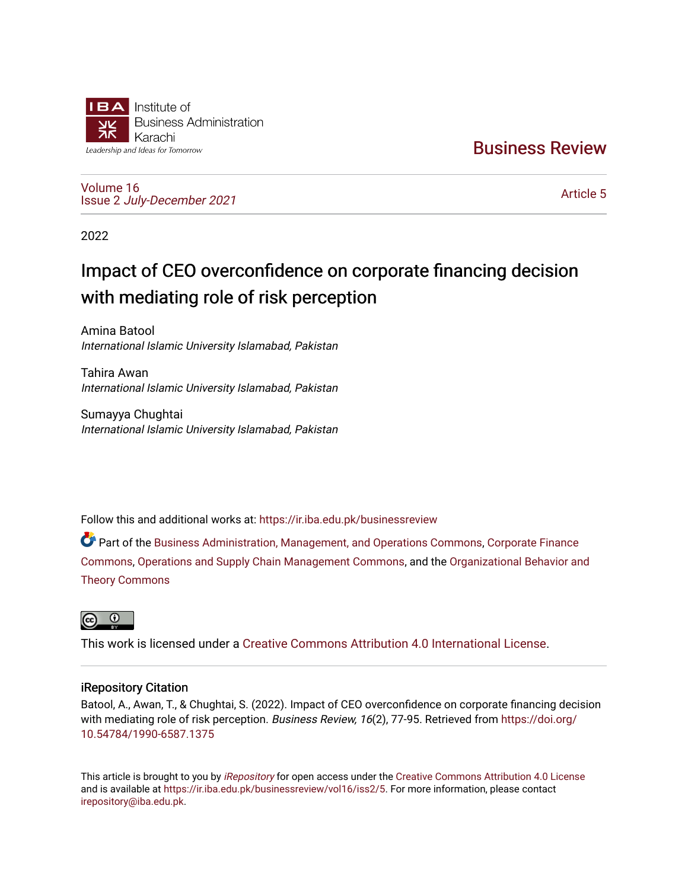Institute of Business Administration Karachi

*Leadership and Ideas for Tomorrow*

# Business Review

Volume 16
Issue 2 *July-December 2021*

Article 5

2022

# Impact of CEO overconfidence on corporate financing decision with mediating role of risk perception

Amina Batool
*International Islamic University Islamabad, Pakistan*

Tahira Awan
*International Islamic University Islamabad, Pakistan*

Sumayya Chughtai
*International Islamic University Islamabad, Pakistan*

Follow this and additional works at: https://ir.iba.edu.pk/businessreview

Part of the Business Administration, Management, and Operations Commons, Corporate Finance Commons, Operations and Supply Chain Management Commons, and the Organizational Behavior and Theory Commons

This work is licensed under a Creative Commons Attribution 4.0 International License.

## iRepository Citation

Batool, A., Awan, T., & Chughtai, S. (2022). Impact of CEO overconfidence on corporate financing decision with mediating role of risk perception. *Business Review, 16*(2), 77-95. Retrieved from https://doi.org/10.54784/1990-6587.1375

This article is brought to you by *iRepository* for open access under the Creative Commons Attribution 4.0 License and is available at https://ir.iba.edu.pk/businessreview/vol16/iss2/5. For more information, please contact irepository@iba.edu.pk.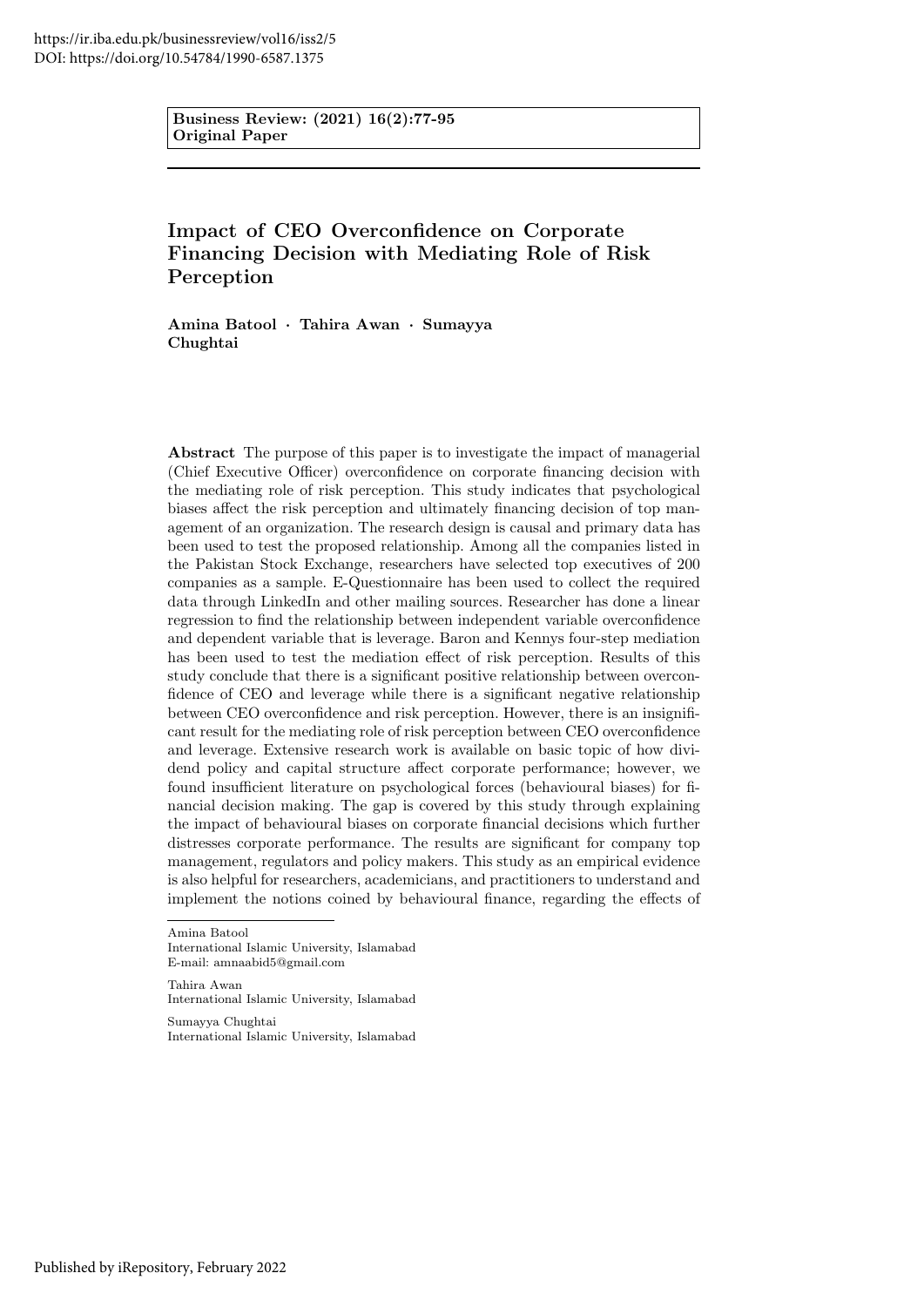https://ir.iba.edu.pk/businessreview/vol16/iss2/5
DOI: https://doi.org/10.54784/1990-6587.1375

**Business Review: (2021) 16(2):77-95**
**Original Paper**

# Impact of CEO Overconfidence on Corporate Financing Decision with Mediating Role of Risk Perception

**Amina Batool · Tahira Awan · Sumayya Chughtai**

**Abstract** The purpose of this paper is to investigate the impact of managerial (Chief Executive Officer) overconfidence on corporate financing decision with the mediating role of risk perception. This study indicates that psychological biases affect the risk perception and ultimately financing decision of top management of an organization. The research design is causal and primary data has been used to test the proposed relationship. Among all the companies listed in the Pakistan Stock Exchange, researchers have selected top executives of 200 companies as a sample. E-Questionnaire has been used to collect the required data through LinkedIn and other mailing sources. Researcher has done a linear regression to find the relationship between independent variable overconfidence and dependent variable that is leverage. Baron and Kennys four-step mediation has been used to test the mediation effect of risk perception. Results of this study conclude that there is a significant positive relationship between overconfidence of CEO and leverage while there is a significant negative relationship between CEO overconfidence and risk perception. However, there is an insignificant result for the mediating role of risk perception between CEO overconfidence and leverage. Extensive research work is available on basic topic of how dividend policy and capital structure affect corporate performance; however, we found insufficient literature on psychological forces (behavioural biases) for financial decision making. The gap is covered by this study through explaining the impact of behavioural biases on corporate financial decisions which further distresses corporate performance. The results are significant for company top management, regulators and policy makers. This study as an empirical evidence is also helpful for researchers, academicians, and practitioners to understand and implement the notions coined by behavioural finance, regarding the effects of

---

Amina Batool
International Islamic University, Islamabad
E-mail: amnaabid5@gmail.com

Tahira Awan
International Islamic University, Islamabad

Sumayya Chughtai
International Islamic University, Islamabad

Published by iRepository, February 2022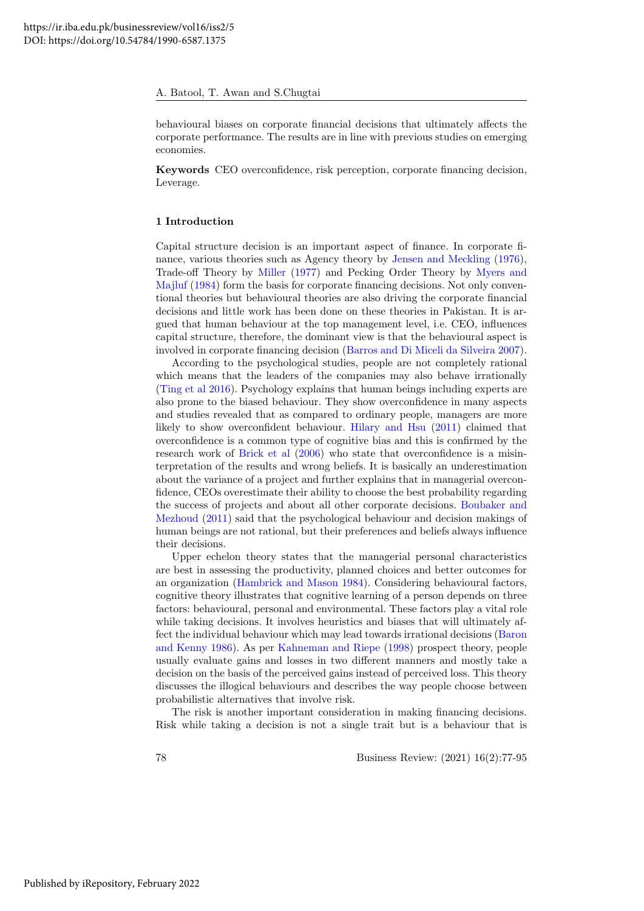behavioural biases on corporate financial decisions that ultimately affects the corporate performance. The results are in line with previous studies on emerging economies.

**Keywords** CEO overconfidence, risk perception, corporate financing decision, Leverage.

## 1 Introduction

Capital structure decision is an important aspect of finance. In corporate finance, various theories such as Agency theory by Jensen and Meckling (1976), Trade-off Theory by Miller (1977) and Pecking Order Theory by Myers and Majluf (1984) form the basis for corporate financing decisions. Not only conventional theories but behavioural theories are also driving the corporate financial decisions and little work has been done on these theories in Pakistan. It is argued that human behaviour at the top management level, i.e. CEO, influences capital structure, therefore, the dominant view is that the behavioural aspect is involved in corporate financing decision (Barros and Di Miceli da Silveira 2007).

According to the psychological studies, people are not completely rational which means that the leaders of the companies may also behave irrationally (Ting et al 2016). Psychology explains that human beings including experts are also prone to the biased behaviour. They show overconfidence in many aspects and studies revealed that as compared to ordinary people, managers are more likely to show overconfident behaviour. Hilary and Hsu (2011) claimed that overconfidence is a common type of cognitive bias and this is confirmed by the research work of Brick et al (2006) who state that overconfidence is a misinterpretation of the results and wrong beliefs. It is basically an underestimation about the variance of a project and further explains that in managerial overconfidence, CEOs overestimate their ability to choose the best probability regarding the success of projects and about all other corporate decisions. Boubaker and Mezhoud (2011) said that the psychological behaviour and decision makings of human beings are not rational, but their preferences and beliefs always influence their decisions.

Upper echelon theory states that the managerial personal characteristics are best in assessing the productivity, planned choices and better outcomes for an organization (Hambrick and Mason 1984). Considering behavioural factors, cognitive theory illustrates that cognitive learning of a person depends on three factors: behavioural, personal and environmental. These factors play a vital role while taking decisions. It involves heuristics and biases that will ultimately affect the individual behaviour which may lead towards irrational decisions (Baron and Kenny 1986). As per Kahneman and Riepe (1998) prospect theory, people usually evaluate gains and losses in two different manners and mostly take a decision on the basis of the perceived gains instead of perceived loss. This theory discusses the illogical behaviours and describes the way people choose between probabilistic alternatives that involve risk.

The risk is another important consideration in making financing decisions. Risk while taking a decision is not a single trait but is a behaviour that is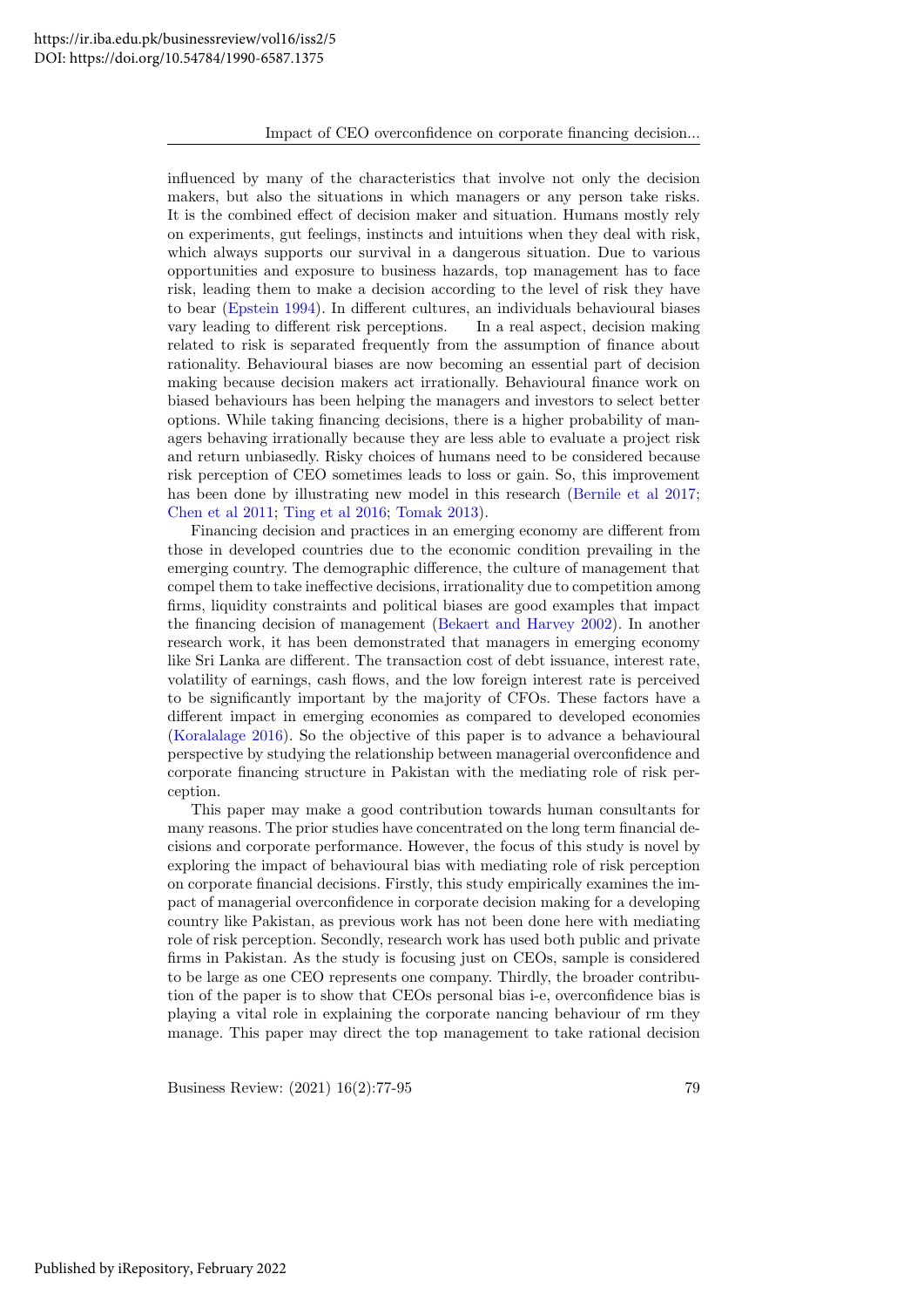influenced by many of the characteristics that involve not only the decision makers, but also the situations in which managers or any person take risks. It is the combined effect of decision maker and situation. Humans mostly rely on experiments, gut feelings, instincts and intuitions when they deal with risk, which always supports our survival in a dangerous situation. Due to various opportunities and exposure to business hazards, top management has to face risk, leading them to make a decision according to the level of risk they have to bear (Epstein 1994). In different cultures, an individuals behavioural biases vary leading to different risk perceptions. In a real aspect, decision making related to risk is separated frequently from the assumption of finance about rationality. Behavioural biases are now becoming an essential part of decision making because decision makers act irrationally. Behavioural finance work on biased behaviours has been helping the managers and investors to select better options. While taking financing decisions, there is a higher probability of managers behaving irrationally because they are less able to evaluate a project risk and return unbiasedly. Risky choices of humans need to be considered because risk perception of CEO sometimes leads to loss or gain. So, this improvement has been done by illustrating new model in this research (Bernile et al 2017; Chen et al 2011; Ting et al 2016; Tomak 2013).

Financing decision and practices in an emerging economy are different from those in developed countries due to the economic condition prevailing in the emerging country. The demographic difference, the culture of management that compel them to take ineffective decisions, irrationality due to competition among firms, liquidity constraints and political biases are good examples that impact the financing decision of management (Bekaert and Harvey 2002). In another research work, it has been demonstrated that managers in emerging economy like Sri Lanka are different. The transaction cost of debt issuance, interest rate, volatility of earnings, cash flows, and the low foreign interest rate is perceived to be significantly important by the majority of CFOs. These factors have a different impact in emerging economies as compared to developed economies (Koralalage 2016). So the objective of this paper is to advance a behavioural perspective by studying the relationship between managerial overconfidence and corporate financing structure in Pakistan with the mediating role of risk perception.

This paper may make a good contribution towards human consultants for many reasons. The prior studies have concentrated on the long term financial decisions and corporate performance. However, the focus of this study is novel by exploring the impact of behavioural bias with mediating role of risk perception on corporate financial decisions. Firstly, this study empirically examines the impact of managerial overconfidence in corporate decision making for a developing country like Pakistan, as previous work has not been done here with mediating role of risk perception. Secondly, research work has used both public and private firms in Pakistan. As the study is focusing just on CEOs, sample is considered to be large as one CEO represents one company. Thirdly, the broader contribution of the paper is to show that CEOs personal bias i-e, overconfidence bias is playing a vital role in explaining the corporate nancing behaviour of rm they manage. This paper may direct the top management to take rational decision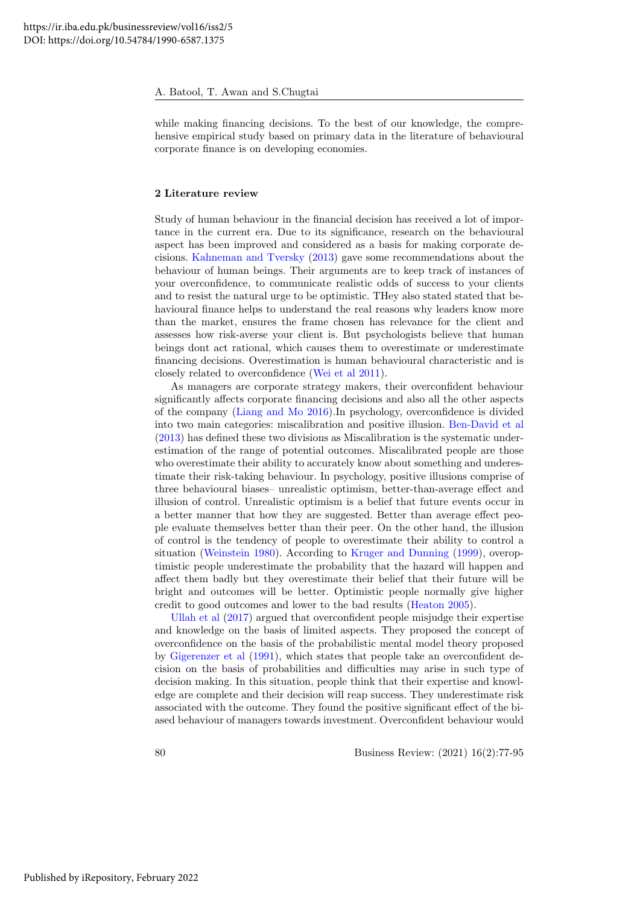while making financing decisions. To the best of our knowledge, the comprehensive empirical study based on primary data in the literature of behavioural corporate finance is on developing economies.

## 2 Literature review

Study of human behaviour in the financial decision has received a lot of importance in the current era. Due to its significance, research on the behavioural aspect has been improved and considered as a basis for making corporate decisions. Kahneman and Tversky (2013) gave some recommendations about the behaviour of human beings. Their arguments are to keep track of instances of your overconfidence, to communicate realistic odds of success to your clients and to resist the natural urge to be optimistic. THey also stated stated that behavioural finance helps to understand the real reasons why leaders know more than the market, ensures the frame chosen has relevance for the client and assesses how risk-averse your client is. But psychologists believe that human beings dont act rational, which causes them to overestimate or underestimate financing decisions. Overestimation is human behavioural characteristic and is closely related to overconfidence (Wei et al 2011).

As managers are corporate strategy makers, their overconfident behaviour significantly affects corporate financing decisions and also all the other aspects of the company (Liang and Mo 2016).In psychology, overconfidence is divided into two main categories: miscalibration and positive illusion. Ben-David et al (2013) has defined these two divisions as Miscalibration is the systematic underestimation of the range of potential outcomes. Miscalibrated people are those who overestimate their ability to accurately know about something and underestimate their risk-taking behaviour. In psychology, positive illusions comprise of three behavioural biases– unrealistic optimism, better-than-average effect and illusion of control. Unrealistic optimism is a belief that future events occur in a better manner that how they are suggested. Better than average effect people evaluate themselves better than their peer. On the other hand, the illusion of control is the tendency of people to overestimate their ability to control a situation (Weinstein 1980). According to Kruger and Dunning (1999), overoptimistic people underestimate the probability that the hazard will happen and affect them badly but they overestimate their belief that their future will be bright and outcomes will be better. Optimistic people normally give higher credit to good outcomes and lower to the bad results (Heaton 2005).

Ullah et al (2017) argued that overconfident people misjudge their expertise and knowledge on the basis of limited aspects. They proposed the concept of overconfidence on the basis of the probabilistic mental model theory proposed by Gigerenzer et al (1991), which states that people take an overconfident decision on the basis of probabilities and difficulties may arise in such type of decision making. In this situation, people think that their expertise and knowledge are complete and their decision will reap success. They underestimate risk associated with the outcome. They found the positive significant effect of the biased behaviour of managers towards investment. Overconfident behaviour would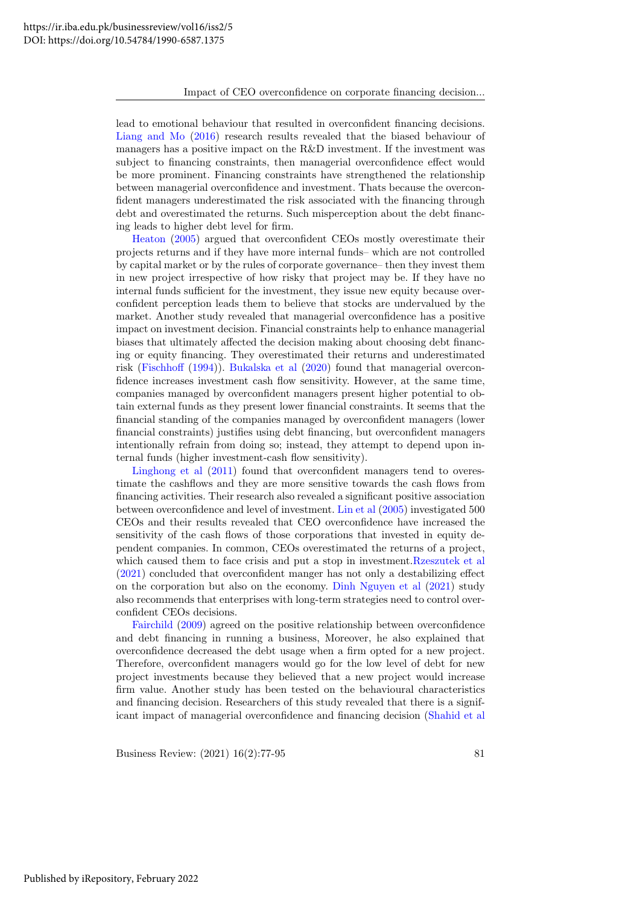lead to emotional behaviour that resulted in overconfident financing decisions. Liang and Mo (2016) research results revealed that the biased behaviour of managers has a positive impact on the R&D investment. If the investment was subject to financing constraints, then managerial overconfidence effect would be more prominent. Financing constraints have strengthened the relationship between managerial overconfidence and investment. Thats because the overconfident managers underestimated the risk associated with the financing through debt and overestimated the returns. Such misperception about the debt financing leads to higher debt level for firm.

Heaton (2005) argued that overconfident CEOs mostly overestimate their projects returns and if they have more internal funds– which are not controlled by capital market or by the rules of corporate governance– then they invest them in new project irrespective of how risky that project may be. If they have no internal funds sufficient for the investment, they issue new equity because overconfident perception leads them to believe that stocks are undervalued by the market. Another study revealed that managerial overconfidence has a positive impact on investment decision. Financial constraints help to enhance managerial biases that ultimately affected the decision making about choosing debt financing or equity financing. They overestimated their returns and underestimated risk (Fischhoff (1994)). Bukalska et al (2020) found that managerial overconfidence increases investment cash flow sensitivity. However, at the same time, companies managed by overconfident managers present higher potential to obtain external funds as they present lower financial constraints. It seems that the financial standing of the companies managed by overconfident managers (lower financial constraints) justifies using debt financing, but overconfident managers intentionally refrain from doing so; instead, they attempt to depend upon internal funds (higher investment-cash flow sensitivity).

Linghong et al (2011) found that overconfident managers tend to overestimate the cashflows and they are more sensitive towards the cash flows from financing activities. Their research also revealed a significant positive association between overconfidence and level of investment. Lin et al (2005) investigated 500 CEOs and their results revealed that CEO overconfidence have increased the sensitivity of the cash flows of those corporations that invested in equity dependent companies. In common, CEOs overestimated the returns of a project, which caused them to face crisis and put a stop in investment.Rzeszutek et al (2021) concluded that overconfident manger has not only a destabilizing effect on the corporation but also on the economy. Dinh Nguyen et al (2021) study also recommends that enterprises with long-term strategies need to control overconfident CEOs decisions.

Fairchild (2009) agreed on the positive relationship between overconfidence and debt financing in running a business, Moreover, he also explained that overconfidence decreased the debt usage when a firm opted for a new project. Therefore, overconfident managers would go for the low level of debt for new project investments because they believed that a new project would increase firm value. Another study has been tested on the behavioural characteristics and financing decision. Researchers of this study revealed that there is a significant impact of managerial overconfidence and financing decision (Shahid et al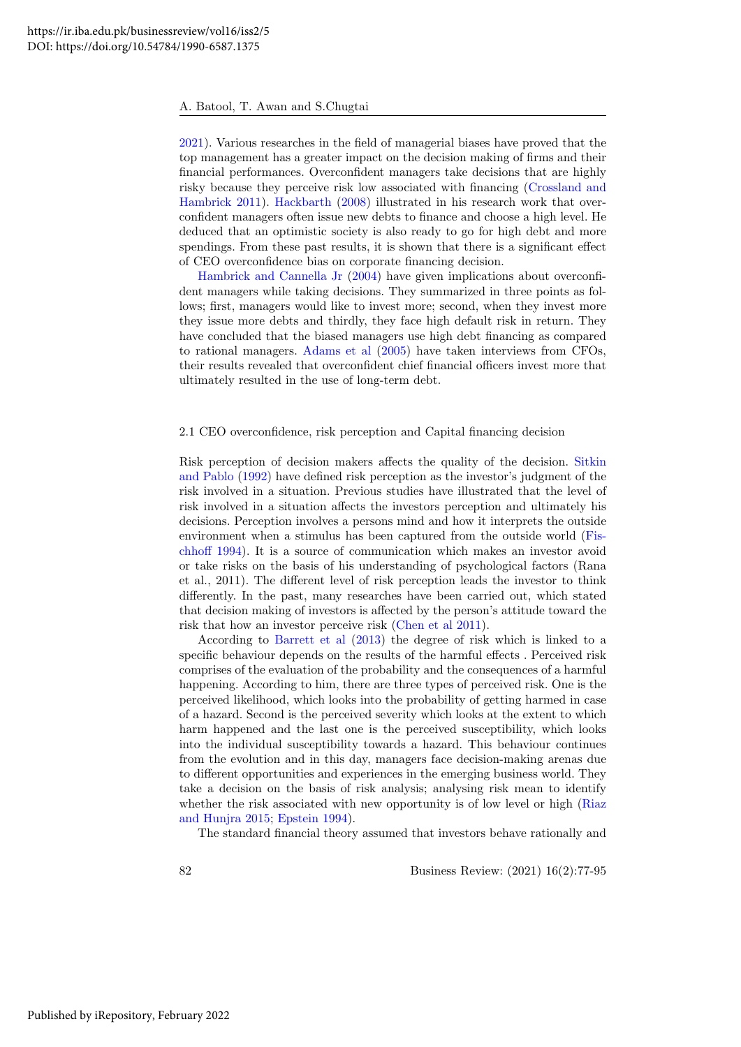2021). Various researches in the field of managerial biases have proved that the top management has a greater impact on the decision making of firms and their financial performances. Overconfident managers take decisions that are highly risky because they perceive risk low associated with financing (Crossland and Hambrick 2011). Hackbarth (2008) illustrated in his research work that overconfident managers often issue new debts to finance and choose a high level. He deduced that an optimistic society is also ready to go for high debt and more spendings. From these past results, it is shown that there is a significant effect of CEO overconfidence bias on corporate financing decision.

Hambrick and Cannella Jr (2004) have given implications about overconfident managers while taking decisions. They summarized in three points as follows; first, managers would like to invest more; second, when they invest more they issue more debts and thirdly, they face high default risk in return. They have concluded that the biased managers use high debt financing as compared to rational managers. Adams et al (2005) have taken interviews from CFOs, their results revealed that overconfident chief financial officers invest more that ultimately resulted in the use of long-term debt.

## 2.1 CEO overconfidence, risk perception and Capital financing decision

Risk perception of decision makers affects the quality of the decision. Sitkin and Pablo (1992) have defined risk perception as the investor's judgment of the risk involved in a situation. Previous studies have illustrated that the level of risk involved in a situation affects the investors perception and ultimately his decisions. Perception involves a persons mind and how it interprets the outside environment when a stimulus has been captured from the outside world (Fischhoff 1994). It is a source of communication which makes an investor avoid or take risks on the basis of his understanding of psychological factors (Rana et al., 2011). The different level of risk perception leads the investor to think differently. In the past, many researches have been carried out, which stated that decision making of investors is affected by the person's attitude toward the risk that how an investor perceive risk (Chen et al 2011).

According to Barrett et al (2013) the degree of risk which is linked to a specific behaviour depends on the results of the harmful effects . Perceived risk comprises of the evaluation of the probability and the consequences of a harmful happening. According to him, there are three types of perceived risk. One is the perceived likelihood, which looks into the probability of getting harmed in case of a hazard. Second is the perceived severity which looks at the extent to which harm happened and the last one is the perceived susceptibility, which looks into the individual susceptibility towards a hazard. This behaviour continues from the evolution and in this day, managers face decision-making arenas due to different opportunities and experiences in the emerging business world. They take a decision on the basis of risk analysis; analysing risk mean to identify whether the risk associated with new opportunity is of low level or high (Riaz and Hunjra 2015; Epstein 1994).

The standard financial theory assumed that investors behave rationally and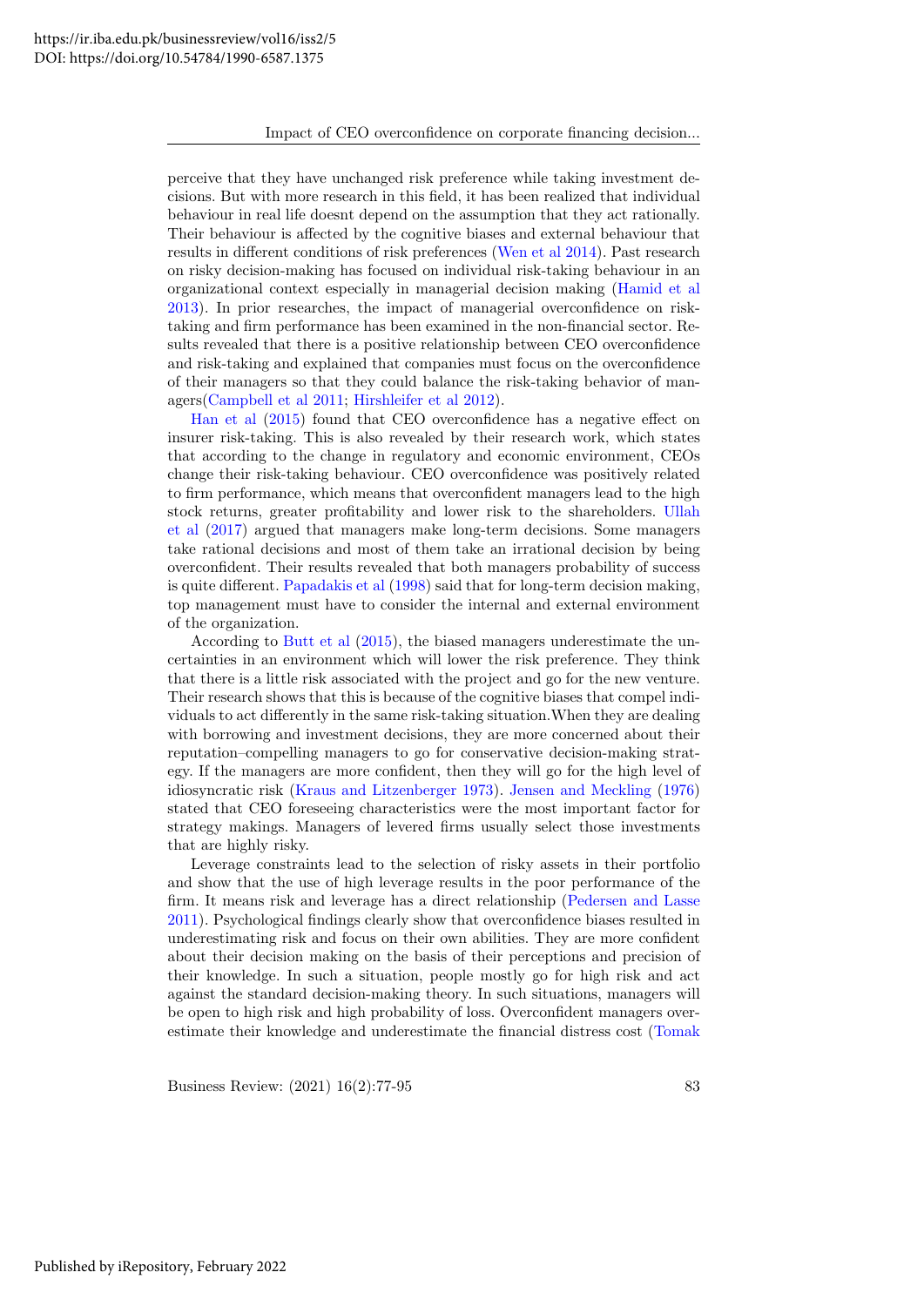perceive that they have unchanged risk preference while taking investment decisions. But with more research in this field, it has been realized that individual behaviour in real life doesnt depend on the assumption that they act rationally. Their behaviour is affected by the cognitive biases and external behaviour that results in different conditions of risk preferences (Wen et al 2014). Past research on risky decision-making has focused on individual risk-taking behaviour in an organizational context especially in managerial decision making (Hamid et al 2013). In prior researches, the impact of managerial overconfidence on risk-taking and firm performance has been examined in the non-financial sector. Results revealed that there is a positive relationship between CEO overconfidence and risk-taking and explained that companies must focus on the overconfidence of their managers so that they could balance the risk-taking behavior of managers(Campbell et al 2011; Hirshleifer et al 2012).

Han et al (2015) found that CEO overconfidence has a negative effect on insurer risk-taking. This is also revealed by their research work, which states that according to the change in regulatory and economic environment, CEOs change their risk-taking behaviour. CEO overconfidence was positively related to firm performance, which means that overconfident managers lead to the high stock returns, greater profitability and lower risk to the shareholders. Ullah et al (2017) argued that managers make long-term decisions. Some managers take rational decisions and most of them take an irrational decision by being overconfident. Their results revealed that both managers probability of success is quite different. Papadakis et al (1998) said that for long-term decision making, top management must have to consider the internal and external environment of the organization.

According to Butt et al (2015), the biased managers underestimate the uncertainties in an environment which will lower the risk preference. They think that there is a little risk associated with the project and go for the new venture. Their research shows that this is because of the cognitive biases that compel individuals to act differently in the same risk-taking situation.When they are dealing with borrowing and investment decisions, they are more concerned about their reputation–compelling managers to go for conservative decision-making strategy. If the managers are more confident, then they will go for the high level of idiosyncratic risk (Kraus and Litzenberger 1973). Jensen and Meckling (1976) stated that CEO foreseeing characteristics were the most important factor for strategy makings. Managers of levered firms usually select those investments that are highly risky.

Leverage constraints lead to the selection of risky assets in their portfolio and show that the use of high leverage results in the poor performance of the firm. It means risk and leverage has a direct relationship (Pedersen and Lasse 2011). Psychological findings clearly show that overconfidence biases resulted in underestimating risk and focus on their own abilities. They are more confident about their decision making on the basis of their perceptions and precision of their knowledge. In such a situation, people mostly go for high risk and act against the standard decision-making theory. In such situations, managers will be open to high risk and high probability of loss. Overconfident managers overestimate their knowledge and underestimate the financial distress cost (Tomak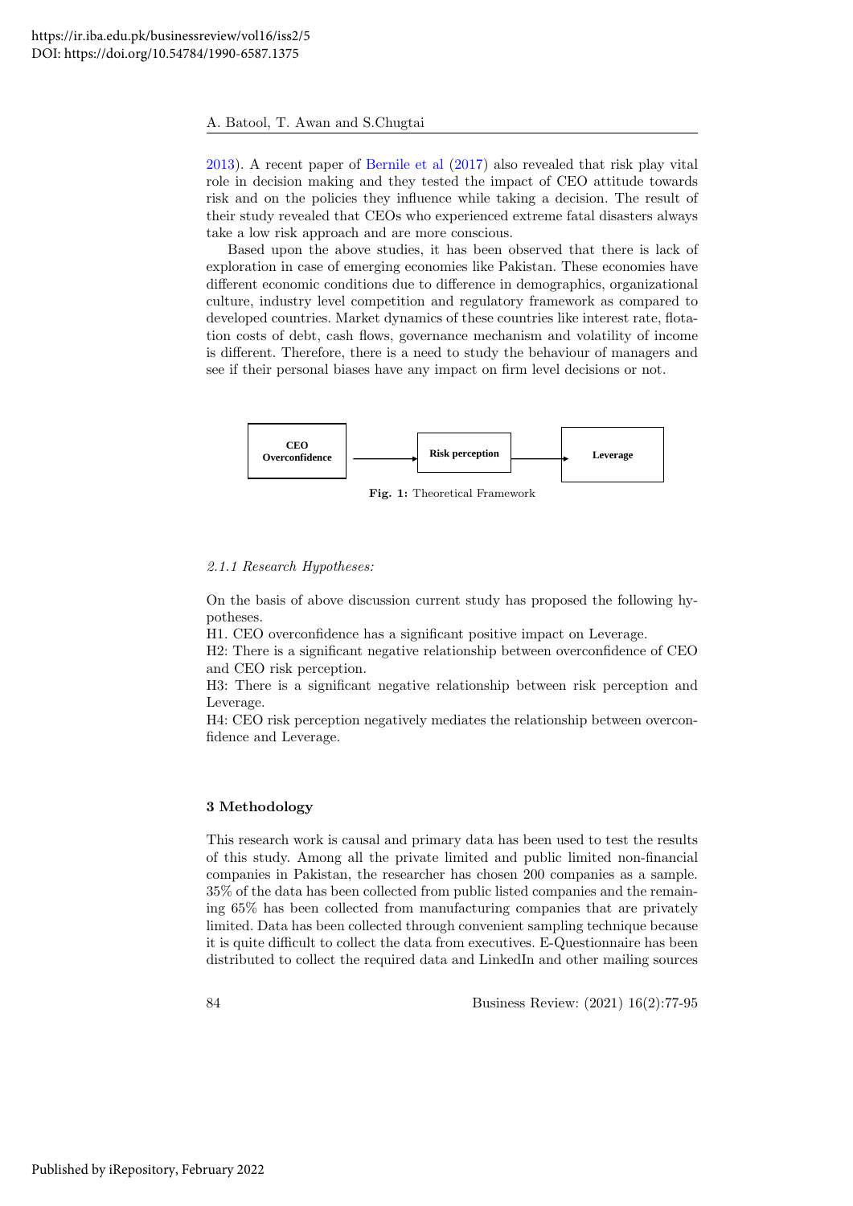2013). A recent paper of Bernile et al (2017) also revealed that risk play vital role in decision making and they tested the impact of CEO attitude towards risk and on the policies they influence while taking a decision. The result of their study revealed that CEOs who experienced extreme fatal disasters always take a low risk approach and are more conscious.

Based upon the above studies, it has been observed that there is lack of exploration in case of emerging economies like Pakistan. These economies have different economic conditions due to difference in demographics, organizational culture, industry level competition and regulatory framework as compared to developed countries. Market dynamics of these countries like interest rate, flotation costs of debt, cash flows, governance mechanism and volatility of income is different. Therefore, there is a need to study the behaviour of managers and see if their personal biases have any impact on firm level decisions or not.

**CEO Overconfidence** → **Risk perception** → **Leverage**

**Fig. 1:** Theoretical Framework

*2.1.1 Research Hypotheses:*

On the basis of above discussion current study has proposed the following hypotheses.

H1. CEO overconfidence has a significant positive impact on Leverage.

H2: There is a significant negative relationship between overconfidence of CEO and CEO risk perception.

H3: There is a significant negative relationship between risk perception and Leverage.

H4: CEO risk perception negatively mediates the relationship between overconfidence and Leverage.

## 3 Methodology

This research work is causal and primary data has been used to test the results of this study. Among all the private limited and public limited non-financial companies in Pakistan, the researcher has chosen 200 companies as a sample. 35% of the data has been collected from public listed companies and the remaining 65% has been collected from manufacturing companies that are privately limited. Data has been collected through convenient sampling technique because it is quite difficult to collect the data from executives. E-Questionnaire has been distributed to collect the required data and LinkedIn and other mailing sources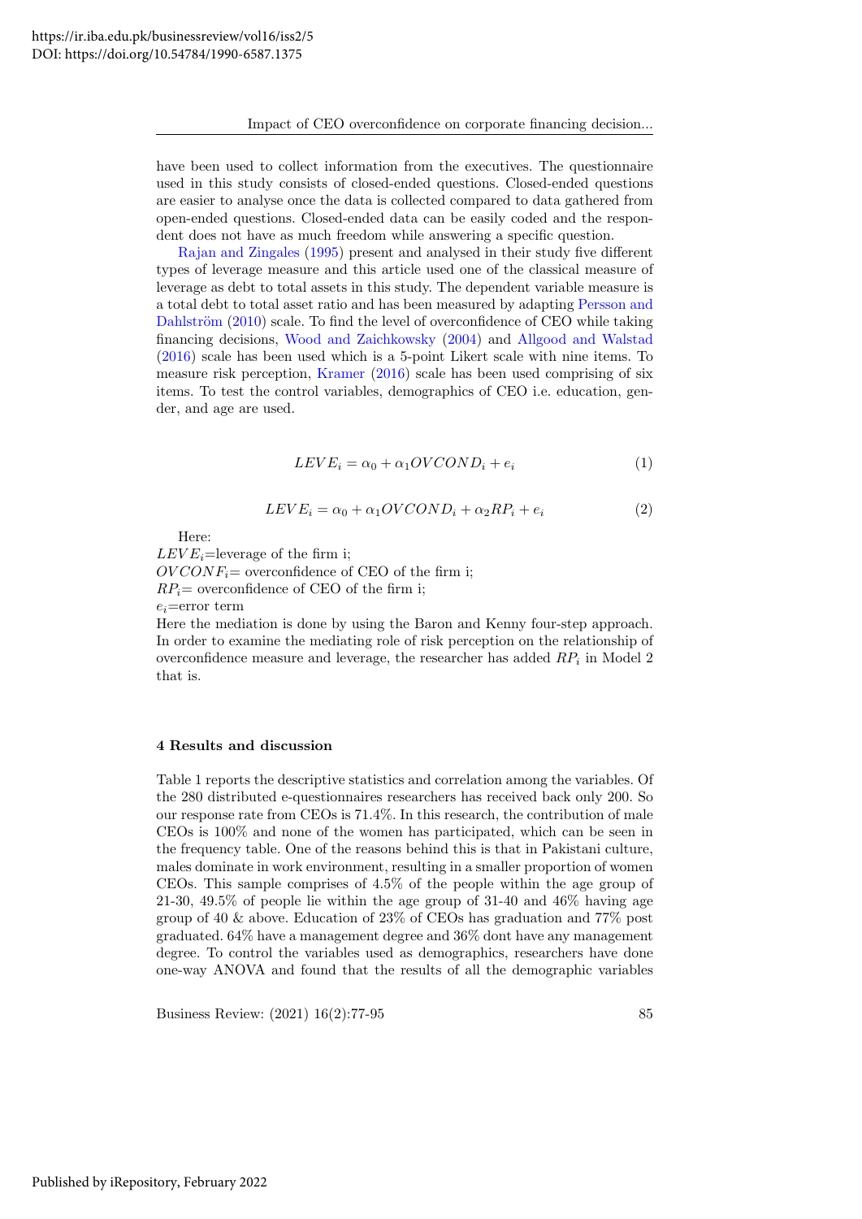have been used to collect information from the executives. The questionnaire used in this study consists of closed-ended questions. Closed-ended questions are easier to analyse once the data is collected compared to data gathered from open-ended questions. Closed-ended data can be easily coded and the respondent does not have as much freedom while answering a specific question.

Rajan and Zingales (1995) present and analysed in their study five different types of leverage measure and this article used one of the classical measure of leverage as debt to total assets in this study. The dependent variable measure is a total debt to total asset ratio and has been measured by adapting Persson and Dahlström (2010) scale. To find the level of overconfidence of CEO while taking financing decisions, Wood and Zaichkowsky (2004) and Allgood and Walstad (2016) scale has been used which is a 5-point Likert scale with nine items. To measure risk perception, Kramer (2016) scale has been used comprising of six items. To test the control variables, demographics of CEO i.e. education, gender, and age are used.

$$LEVE_i = \alpha_0 + \alpha_1 OVCOND_i + e_i \tag{1}$$

$$LEVE_i = \alpha_0 + \alpha_1 OVCOND_i + \alpha_2 RP_i + e_i \tag{2}$$

Here:
$LEVE_i$=leverage of the firm i;
$OVCONF_i$= overconfidence of CEO of the firm i;
$RP_i$= overconfidence of CEO of the firm i;
$e_i$=error term
Here the mediation is done by using the Baron and Kenny four-step approach. In order to examine the mediating role of risk perception on the relationship of overconfidence measure and leverage, the researcher has added $RP_i$ in Model 2 that is.

## 4 Results and discussion

Table 1 reports the descriptive statistics and correlation among the variables. Of the 280 distributed e-questionnaires researchers has received back only 200. So our response rate from CEOs is 71.4%. In this research, the contribution of male CEOs is 100% and none of the women has participated, which can be seen in the frequency table. One of the reasons behind this is that in Pakistani culture, males dominate in work environment, resulting in a smaller proportion of women CEOs. This sample comprises of 4.5% of the people within the age group of 21-30, 49.5% of people lie within the age group of 31-40 and 46% having age group of 40 & above. Education of 23% of CEOs has graduation and 77% post graduated. 64% have a management degree and 36% dont have any management degree. To control the variables used as demographics, researchers have done one-way ANOVA and found that the results of all the demographic variables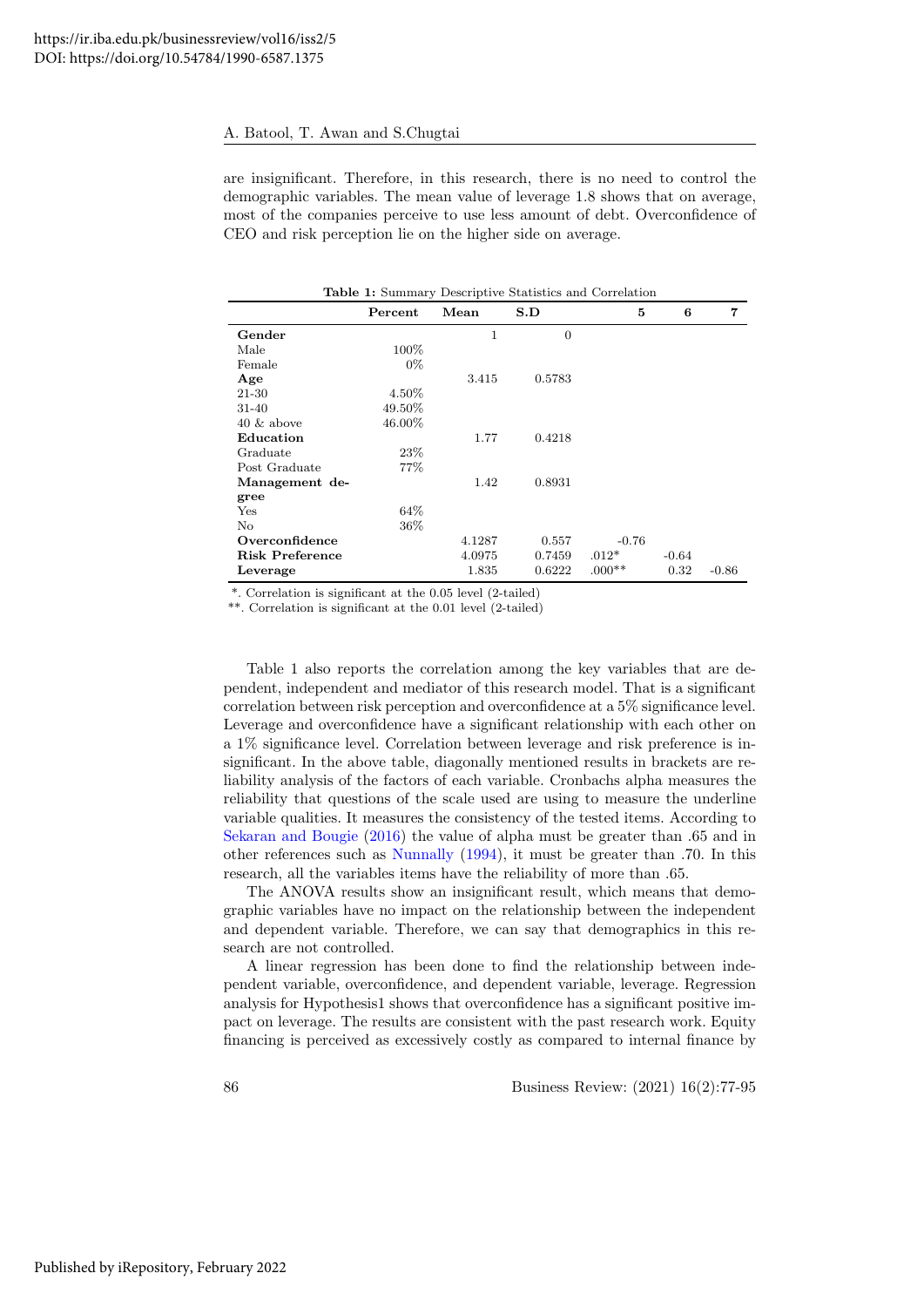are insignificant. Therefore, in this research, there is no need to control the demographic variables. The mean value of leverage 1.8 shows that on average, most of the companies perceive to use less amount of debt. Overconfidence of CEO and risk perception lie on the higher side on average.

**Table 1:** Summary Descriptive Statistics and Correlation

| | Percent | Mean | S.D | 5 | 6 | 7 |
|---|---|---|---|---|---|---|
| **Gender** | | 1 | 0 | | | |
| Male | 100% | | | | | |
| Female | 0% | | | | | |
| **Age** | | 3.415 | 0.5783 | | | |
| 21-30 | 4.50% | | | | | |
| 31-40 | 49.50% | | | | | |
| 40 & above | 46.00% | | | | | |
| **Education** | | 1.77 | 0.4218 | | | |
| Graduate | 23% | | | | | |
| Post Graduate | 77% | | | | | |
| **Management degree** | | 1.42 | 0.8931 | | | |
| Yes | 64% | | | | | |
| No | 36% | | | | | |
| **Overconfidence** | | 4.1287 | 0.557 | -0.76 | | |
| **Risk Preference** | | 4.0975 | 0.7459 | .012* | -0.64 | |
| **Leverage** | | 1.835 | 0.6222 | .000** | 0.32 | -0.86 |

*. Correlation is significant at the 0.05 level (2-tailed)

**. Correlation is significant at the 0.01 level (2-tailed)

Table 1 also reports the correlation among the key variables that are dependent, independent and mediator of this research model. That is a significant correlation between risk perception and overconfidence at a 5% significance level. Leverage and overconfidence have a significant relationship with each other on a 1% significance level. Correlation between leverage and risk preference is insignificant. In the above table, diagonally mentioned results in brackets are reliability analysis of the factors of each variable. Cronbachs alpha measures the reliability that questions of the scale used are using to measure the underline variable qualities. It measures the consistency of the tested items. According to Sekaran and Bougie (2016) the value of alpha must be greater than .65 and in other references such as Nunnally (1994), it must be greater than .70. In this research, all the variables items have the reliability of more than .65.

The ANOVA results show an insignificant result, which means that demographic variables have no impact on the relationship between the independent and dependent variable. Therefore, we can say that demographics in this research are not controlled.

A linear regression has been done to find the relationship between independent variable, overconfidence, and dependent variable, leverage. Regression analysis for Hypothesis1 shows that overconfidence has a significant positive impact on leverage. The results are consistent with the past research work. Equity financing is perceived as excessively costly as compared to internal finance by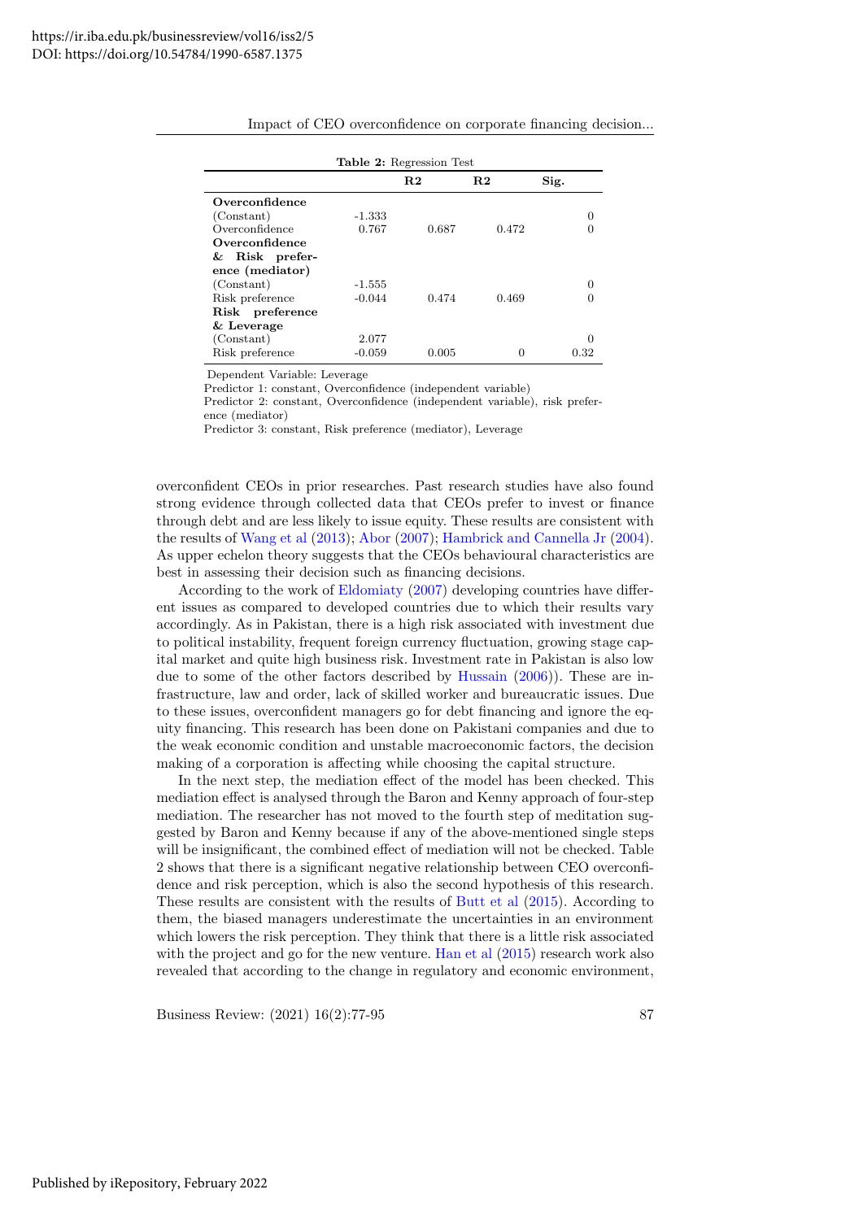**Table 2:** Regression Test

| | | R2 | R2 | Sig. |
|---|---|---|---|---|
| **Overconfidence** | | | | |
| (Constant) | -1.333 | | | 0 |
| Overconfidence | 0.767 | 0.687 | 0.472 | 0 |
| **Overconfidence & Risk preference (mediator)** | | | | |
| (Constant) | -1.555 | | | 0 |
| Risk preference | -0.044 | 0.474 | 0.469 | 0 |
| **Risk preference & Leverage** | | | | |
| (Constant) | 2.077 | | | 0 |
| Risk preference | -0.059 | 0.005 | 0 | 0.32 |

Dependent Variable: Leverage

Predictor 1: constant, Overconfidence (independent variable)

Predictor 2: constant, Overconfidence (independent variable), risk preference (mediator)

Predictor 3: constant, Risk preference (mediator), Leverage

overconfident CEOs in prior researches. Past research studies have also found strong evidence through collected data that CEOs prefer to invest or finance through debt and are less likely to issue equity. These results are consistent with the results of Wang et al (2013); Abor (2007); Hambrick and Cannella Jr (2004). As upper echelon theory suggests that the CEOs behavioural characteristics are best in assessing their decision such as financing decisions.

According to the work of Eldomiaty (2007) developing countries have different issues as compared to developed countries due to which their results vary accordingly. As in Pakistan, there is a high risk associated with investment due to political instability, frequent foreign currency fluctuation, growing stage capital market and quite high business risk. Investment rate in Pakistan is also low due to some of the other factors described by Hussain (2006)). These are infrastructure, law and order, lack of skilled worker and bureaucratic issues. Due to these issues, overconfident managers go for debt financing and ignore the equity financing. This research has been done on Pakistani companies and due to the weak economic condition and unstable macroeconomic factors, the decision making of a corporation is affecting while choosing the capital structure.

In the next step, the mediation effect of the model has been checked. This mediation effect is analysed through the Baron and Kenny approach of four-step mediation. The researcher has not moved to the fourth step of meditation suggested by Baron and Kenny because if any of the above-mentioned single steps will be insignificant, the combined effect of mediation will not be checked. Table 2 shows that there is a significant negative relationship between CEO overconfidence and risk perception, which is also the second hypothesis of this research. These results are consistent with the results of Butt et al (2015). According to them, the biased managers underestimate the uncertainties in an environment which lowers the risk perception. They think that there is a little risk associated with the project and go for the new venture. Han et al (2015) research work also revealed that according to the change in regulatory and economic environment,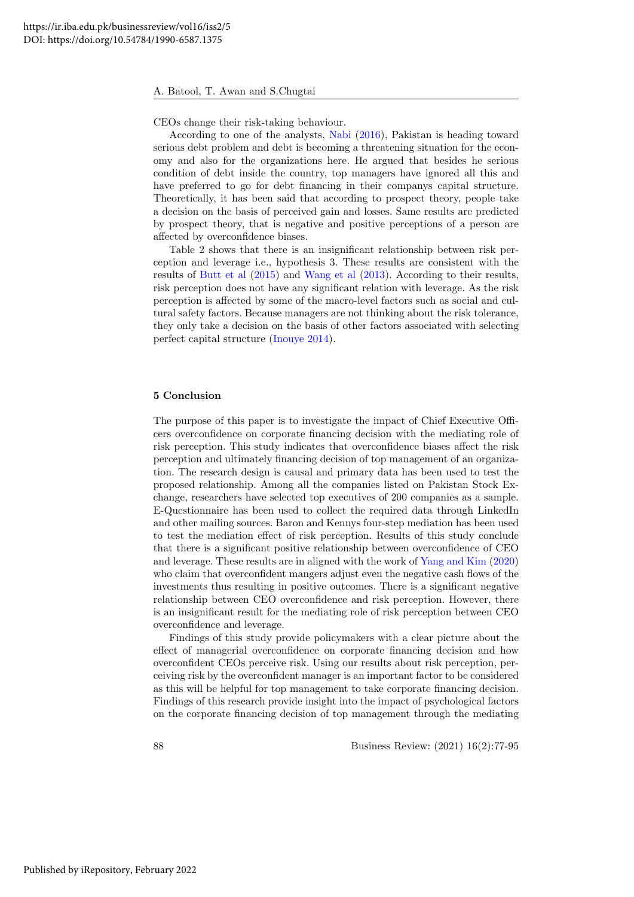CEOs change their risk-taking behaviour.

According to one of the analysts, Nabi (2016), Pakistan is heading toward serious debt problem and debt is becoming a threatening situation for the economy and also for the organizations here. He argued that besides he serious condition of debt inside the country, top managers have ignored all this and have preferred to go for debt financing in their companys capital structure. Theoretically, it has been said that according to prospect theory, people take a decision on the basis of perceived gain and losses. Same results are predicted by prospect theory, that is negative and positive perceptions of a person are affected by overconfidence biases.

Table 2 shows that there is an insignificant relationship between risk perception and leverage i.e., hypothesis 3. These results are consistent with the results of Butt et al (2015) and Wang et al (2013). According to their results, risk perception does not have any significant relation with leverage. As the risk perception is affected by some of the macro-level factors such as social and cultural safety factors. Because managers are not thinking about the risk tolerance, they only take a decision on the basis of other factors associated with selecting perfect capital structure (Inouye 2014).

## 5 Conclusion

The purpose of this paper is to investigate the impact of Chief Executive Officers overconfidence on corporate financing decision with the mediating role of risk perception. This study indicates that overconfidence biases affect the risk perception and ultimately financing decision of top management of an organization. The research design is causal and primary data has been used to test the proposed relationship. Among all the companies listed on Pakistan Stock Exchange, researchers have selected top executives of 200 companies as a sample. E-Questionnaire has been used to collect the required data through LinkedIn and other mailing sources. Baron and Kennys four-step mediation has been used to test the mediation effect of risk perception. Results of this study conclude that there is a significant positive relationship between overconfidence of CEO and leverage. These results are in aligned with the work of Yang and Kim (2020) who claim that overconfident mangers adjust even the negative cash flows of the investments thus resulting in positive outcomes. There is a significant negative relationship between CEO overconfidence and risk perception. However, there is an insignificant result for the mediating role of risk perception between CEO overconfidence and leverage.

Findings of this study provide policymakers with a clear picture about the effect of managerial overconfidence on corporate financing decision and how overconfident CEOs perceive risk. Using our results about risk perception, perceiving risk by the overconfident manager is an important factor to be considered as this will be helpful for top management to take corporate financing decision. Findings of this research provide insight into the impact of psychological factors on the corporate financing decision of top management through the mediating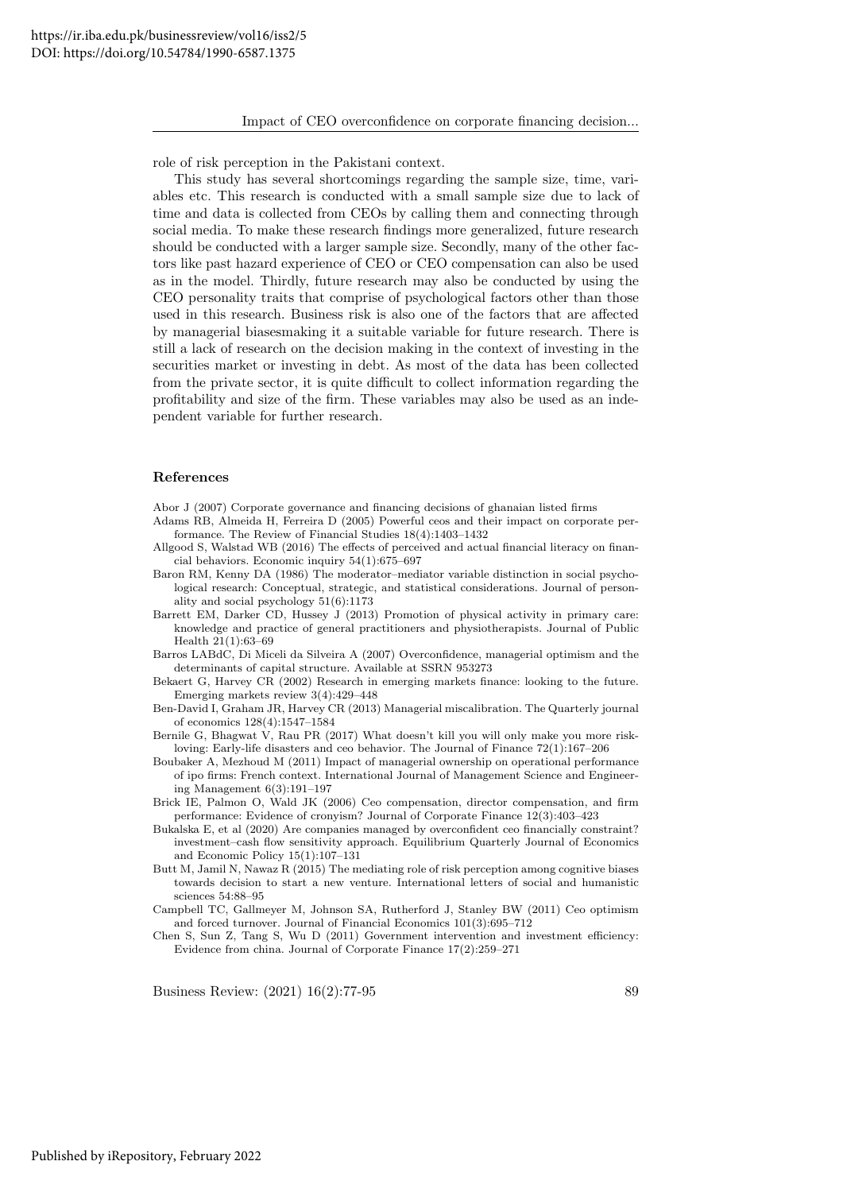role of risk perception in the Pakistani context.

This study has several shortcomings regarding the sample size, time, variables etc. This research is conducted with a small sample size due to lack of time and data is collected from CEOs by calling them and connecting through social media. To make these research findings more generalized, future research should be conducted with a larger sample size. Secondly, many of the other factors like past hazard experience of CEO or CEO compensation can also be used as in the model. Thirdly, future research may also be conducted by using the CEO personality traits that comprise of psychological factors other than those used in this research. Business risk is also one of the factors that are affected by managerial biasesmaking it a suitable variable for future research. There is still a lack of research on the decision making in the context of investing in the securities market or investing in debt. As most of the data has been collected from the private sector, it is quite difficult to collect information regarding the profitability and size of the firm. These variables may also be used as an independent variable for further research.

### References

Abor J (2007) Corporate governance and financing decisions of ghanaian listed firms

Adams RB, Almeida H, Ferreira D (2005) Powerful ceos and their impact on corporate performance. The Review of Financial Studies 18(4):1403–1432

Allgood S, Walstad WB (2016) The effects of perceived and actual financial literacy on financial behaviors. Economic inquiry 54(1):675–697

Baron RM, Kenny DA (1986) The moderator–mediator variable distinction in social psychological research: Conceptual, strategic, and statistical considerations. Journal of personality and social psychology 51(6):1173

Barrett EM, Darker CD, Hussey J (2013) Promotion of physical activity in primary care: knowledge and practice of general practitioners and physiotherapists. Journal of Public Health 21(1):63–69

Barros LABdC, Di Miceli da Silveira A (2007) Overconfidence, managerial optimism and the determinants of capital structure. Available at SSRN 953273

Bekaert G, Harvey CR (2002) Research in emerging markets finance: looking to the future. Emerging markets review 3(4):429–448

Ben-David I, Graham JR, Harvey CR (2013) Managerial miscalibration. The Quarterly journal of economics 128(4):1547–1584

Bernile G, Bhagwat V, Rau PR (2017) What doesn't kill you will only make you more risk-loving: Early-life disasters and ceo behavior. The Journal of Finance 72(1):167–206

Boubaker A, Mezhoud M (2011) Impact of managerial ownership on operational performance of ipo firms: French context. International Journal of Management Science and Engineering Management 6(3):191–197

Brick IE, Palmon O, Wald JK (2006) Ceo compensation, director compensation, and firm performance: Evidence of cronyism? Journal of Corporate Finance 12(3):403–423

Bukalska E, et al (2020) Are companies managed by overconfident ceo financially constraint? investment–cash flow sensitivity approach. Equilibrium Quarterly Journal of Economics and Economic Policy 15(1):107–131

Butt M, Jamil N, Nawaz R (2015) The mediating role of risk perception among cognitive biases towards decision to start a new venture. International letters of social and humanistic sciences 54:88–95

Campbell TC, Gallmeyer M, Johnson SA, Rutherford J, Stanley BW (2011) Ceo optimism and forced turnover. Journal of Financial Economics 101(3):695–712

Chen S, Sun Z, Tang S, Wu D (2011) Government intervention and investment efficiency: Evidence from china. Journal of Corporate Finance 17(2):259–271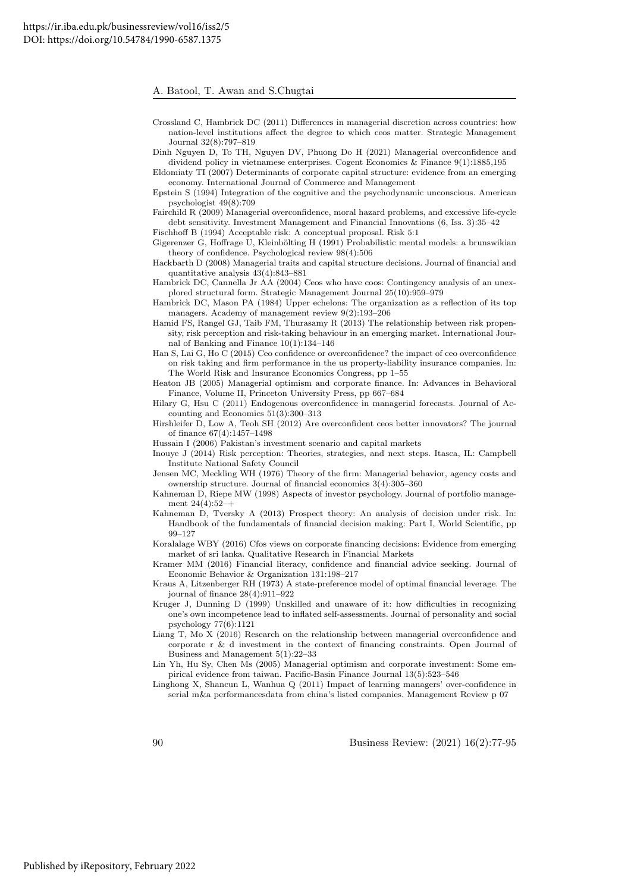Crossland C, Hambrick DC (2011) Differences in managerial discretion across countries: how nation-level institutions affect the degree to which ceos matter. Strategic Management Journal 32(8):797–819

Dinh Nguyen D, To TH, Nguyen DV, Phuong Do H (2021) Managerial overconfidence and dividend policy in vietnamese enterprises. Cogent Economics & Finance 9(1):1885,195

Eldomiaty TI (2007) Determinants of corporate capital structure: evidence from an emerging economy. International Journal of Commerce and Management

Epstein S (1994) Integration of the cognitive and the psychodynamic unconscious. American psychologist 49(8):709

Fairchild R (2009) Managerial overconfidence, moral hazard problems, and excessive life-cycle debt sensitivity. Investment Management and Financial Innovations (6, Iss. 3):35–42

Fischhoff B (1994) Acceptable risk: A conceptual proposal. Risk 5:1

Gigerenzer G, Hoffrage U, Kleinbölting H (1991) Probabilistic mental models: a brunswikian theory of confidence. Psychological review 98(4):506

Hackbarth D (2008) Managerial traits and capital structure decisions. Journal of financial and quantitative analysis 43(4):843–881

Hambrick DC, Cannella Jr AA (2004) Ceos who have coos: Contingency analysis of an unexplored structural form. Strategic Management Journal 25(10):959–979

Hambrick DC, Mason PA (1984) Upper echelons: The organization as a reflection of its top managers. Academy of management review 9(2):193–206

Hamid FS, Rangel GJ, Taib FM, Thurasamy R (2013) The relationship between risk propensity, risk perception and risk-taking behaviour in an emerging market. International Journal of Banking and Finance 10(1):134–146

Han S, Lai G, Ho C (2015) Ceo confidence or overconfidence? the impact of ceo overconfidence on risk taking and firm performance in the us property-liability insurance companies. In: The World Risk and Insurance Economics Congress, pp 1–55

Heaton JB (2005) Managerial optimism and corporate finance. In: Advances in Behavioral Finance, Volume II, Princeton University Press, pp 667–684

Hilary G, Hsu C (2011) Endogenous overconfidence in managerial forecasts. Journal of Accounting and Economics 51(3):300–313

Hirshleifer D, Low A, Teoh SH (2012) Are overconfident ceos better innovators? The journal of finance 67(4):1457–1498

Hussain I (2006) Pakistan's investment scenario and capital markets

Inouye J (2014) Risk perception: Theories, strategies, and next steps. Itasca, IL: Campbell Institute National Safety Council

Jensen MC, Meckling WH (1976) Theory of the firm: Managerial behavior, agency costs and ownership structure. Journal of financial economics 3(4):305–360

Kahneman D, Riepe MW (1998) Aspects of investor psychology. Journal of portfolio management 24(4):52–+

Kahneman D, Tversky A (2013) Prospect theory: An analysis of decision under risk. In: Handbook of the fundamentals of financial decision making: Part I, World Scientific, pp 99–127

Koralalage WBY (2016) Cfos views on corporate financing decisions: Evidence from emerging market of sri lanka. Qualitative Research in Financial Markets

Kramer MM (2016) Financial literacy, confidence and financial advice seeking. Journal of Economic Behavior & Organization 131:198–217

Kraus A, Litzenberger RH (1973) A state-preference model of optimal financial leverage. The journal of finance 28(4):911–922

Kruger J, Dunning D (1999) Unskilled and unaware of it: how difficulties in recognizing one's own incompetence lead to inflated self-assessments. Journal of personality and social psychology 77(6):1121

Liang T, Mo X (2016) Research on the relationship between managerial overconfidence and corporate r & d investment in the context of financing constraints. Open Journal of Business and Management 5(1):22–33

Lin Yh, Hu Sy, Chen Ms (2005) Managerial optimism and corporate investment: Some empirical evidence from taiwan. Pacific-Basin Finance Journal 13(5):523–546

Linghong X, Shancun L, Wanhua Q (2011) Impact of learning managers' over-confidence in serial m&a performancesdata from china's listed companies. Management Review p 07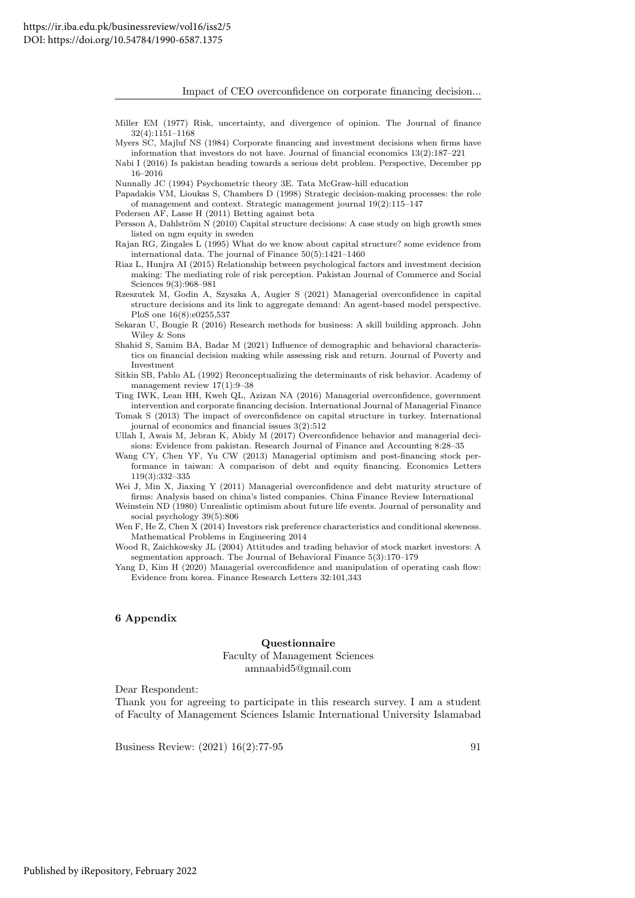Miller EM (1977) Risk, uncertainty, and divergence of opinion. The Journal of finance 32(4):1151–1168

Myers SC, Majluf NS (1984) Corporate financing and investment decisions when firms have information that investors do not have. Journal of financial economics 13(2):187–221

Nabi I (2016) Is pakistan heading towards a serious debt problem. Perspective, December pp 16–2016

Nunnally JC (1994) Psychometric theory 3E. Tata McGraw-hill education

Papadakis VM, Lioukas S, Chambers D (1998) Strategic decision-making processes: the role of management and context. Strategic management journal 19(2):115–147

Pedersen AF, Lasse H (2011) Betting against beta

Persson A, Dahlström N (2010) Capital structure decisions: A case study on high growth smes listed on ngm equity in sweden

Rajan RG, Zingales L (1995) What do we know about capital structure? some evidence from international data. The journal of Finance 50(5):1421–1460

Riaz L, Hunjra AI (2015) Relationship between psychological factors and investment decision making: The mediating role of risk perception. Pakistan Journal of Commerce and Social Sciences 9(3):968–981

Rzeszutek M, Godin A, Szyszka A, Augier S (2021) Managerial overconfidence in capital structure decisions and its link to aggregate demand: An agent-based model perspective. PloS one 16(8):e0255,537

Sekaran U, Bougie R (2016) Research methods for business: A skill building approach. John Wiley & Sons

Shahid S, Samim BA, Badar M (2021) Influence of demographic and behavioral characteristics on financial decision making while assessing risk and return. Journal of Poverty and Investment

Sitkin SB, Pablo AL (1992) Reconceptualizing the determinants of risk behavior. Academy of management review 17(1):9–38

Ting IWK, Lean HH, Kweh QL, Azizan NA (2016) Managerial overconfidence, government intervention and corporate financing decision. International Journal of Managerial Finance

Tomak S (2013) The impact of overconfidence on capital structure in turkey. International journal of economics and financial issues 3(2):512

Ullah I, Awais M, Jebran K, Abidy M (2017) Overconfidence behavior and managerial decisions: Evidence from pakistan. Research Journal of Finance and Accounting 8:28–35

Wang CY, Chen YF, Yu CW (2013) Managerial optimism and post-financing stock performance in taiwan: A comparison of debt and equity financing. Economics Letters 119(3):332–335

Wei J, Min X, Jiaxing Y (2011) Managerial overconfidence and debt maturity structure of firms: Analysis based on china's listed companies. China Finance Review International

Weinstein ND (1980) Unrealistic optimism about future life events. Journal of personality and social psychology 39(5):806

Wen F, He Z, Chen X (2014) Investors risk preference characteristics and conditional skewness. Mathematical Problems in Engineering 2014

Wood R, Zaichkowsky JL (2004) Attitudes and trading behavior of stock market investors: A segmentation approach. The Journal of Behavioral Finance 5(3):170–179

Yang D, Kim H (2020) Managerial overconfidence and manipulation of operating cash flow: Evidence from korea. Finance Research Letters 32:101,343

## 6 Appendix

**Questionnaire**

Faculty of Management Sciences
amnaabid5@gmail.com

Dear Respondent:

Thank you for agreeing to participate in this research survey. I am a student of Faculty of Management Sciences Islamic International University Islamabad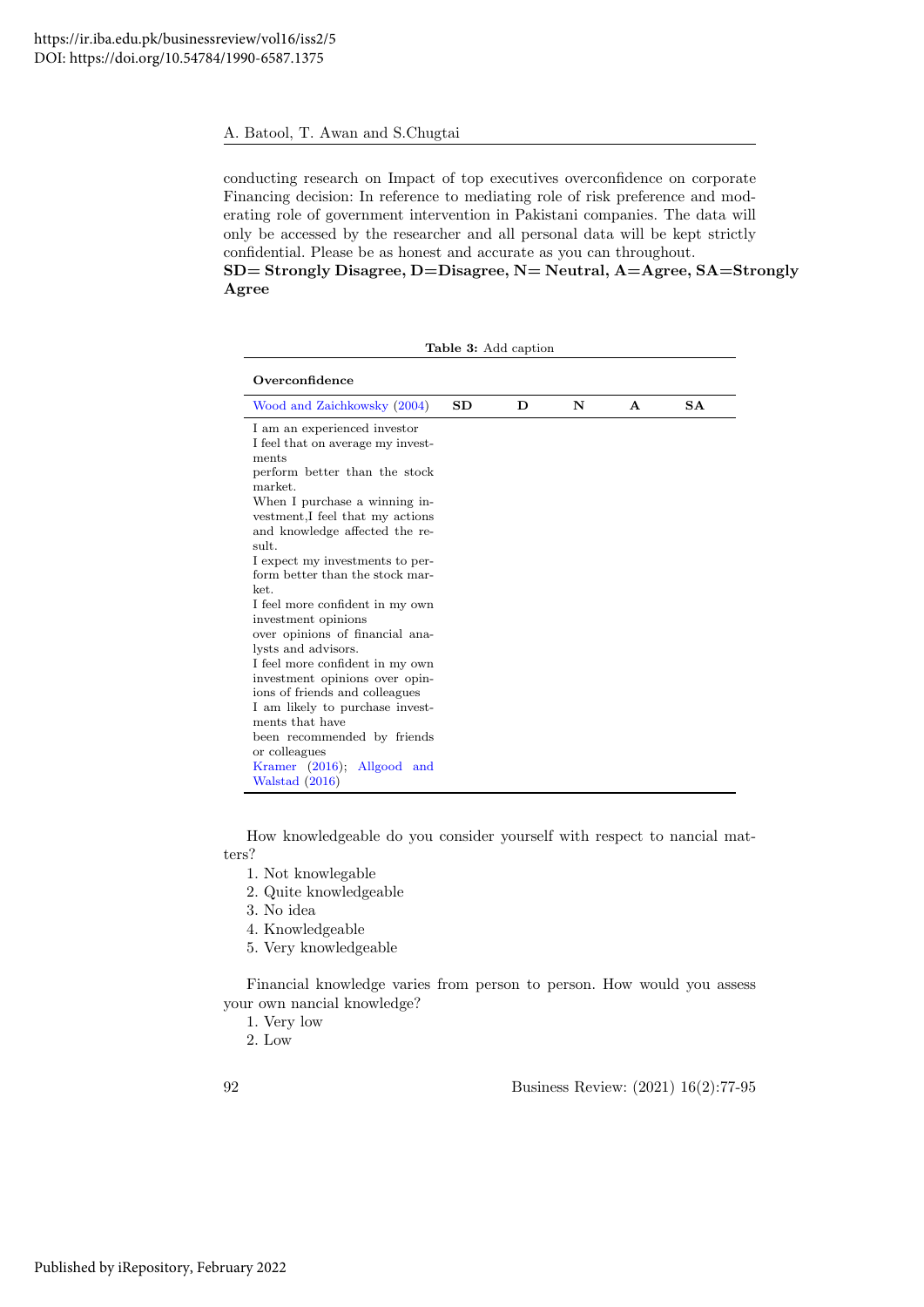conducting research on Impact of top executives overconfidence on corporate Financing decision: In reference to mediating role of risk preference and moderating role of government intervention in Pakistani companies. The data will only be accessed by the researcher and all personal data will be kept strictly confidential. Please be as honest and accurate as you can throughout.

**SD= Strongly Disagree, D=Disagree, N= Neutral, A=Agree, SA=Strongly Agree**

**Table 3:** Add caption

| **Overconfidence** | | | | | |
|---|---|---|---|---|---|
| Wood and Zaichkowsky (2004) | **SD** | **D** | **N** | **A** | **SA** |
| I am an experienced investor | | | | | |
| I feel that on average my investments perform better than the stock market. | | | | | |
| When I purchase a winning investment,I feel that my actions and knowledge affected the result. | | | | | |
| I expect my investments to perform better than the stock market. | | | | | |
| I feel more confident in my own investment opinions over opinions of financial analysts and advisors. | | | | | |
| I feel more confident in my own investment opinions over opinions of friends and colleagues | | | | | |
| I am likely to purchase investments that have been recommended by friends or colleagues | | | | | |
| Kramer (2016); Allgood and Walstad (2016) | | | | | |

How knowledgeable do you consider yourself with respect to nancial matters?

1. Not knowlegable
2. Quite knowledgeable
3. No idea
4. Knowledgeable
5. Very knowledgeable

Financial knowledge varies from person to person. How would you assess your own nancial knowledge?

1. Very low
2. Low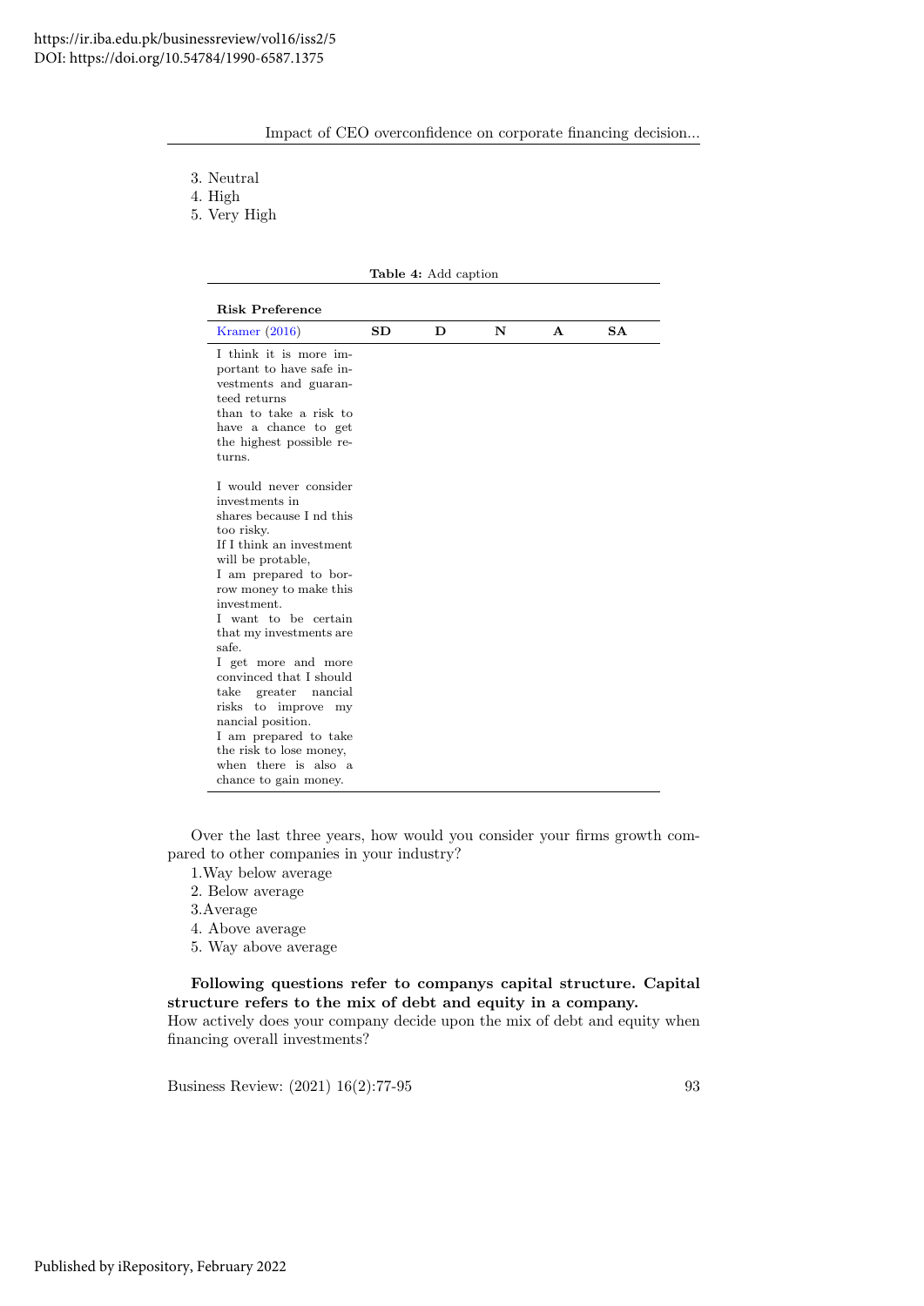3. Neutral
4. High
5. Very High

**Table 4:** Add caption

| **Risk Preference** | | | | | |
|---|---|---|---|---|---|
| Kramer (2016) | **SD** | **D** | **N** | **A** | **SA** |
| I think it is more important to have safe investments and guaranteed returns than to take a risk to have a chance to get the highest possible returns. | | | | | |
| I would never consider investments in shares because I nd this too risky. | | | | | |
| If I think an investment will be protable, I am prepared to borrow money to make this investment. | | | | | |
| I want to be certain that my investments are safe. | | | | | |
| I get more and more convinced that I should take greater nancial risks to improve my nancial position. | | | | | |
| I am prepared to take the risk to lose money, when there is also a chance to gain money. | | | | | |

Over the last three years, how would you consider your firms growth compared to other companies in your industry?

1.Way below average
2. Below average
3.Average
4. Above average
5. Way above average

**Following questions refer to companys capital structure. Capital structure refers to the mix of debt and equity in a company.**
How actively does your company decide upon the mix of debt and equity when financing overall investments?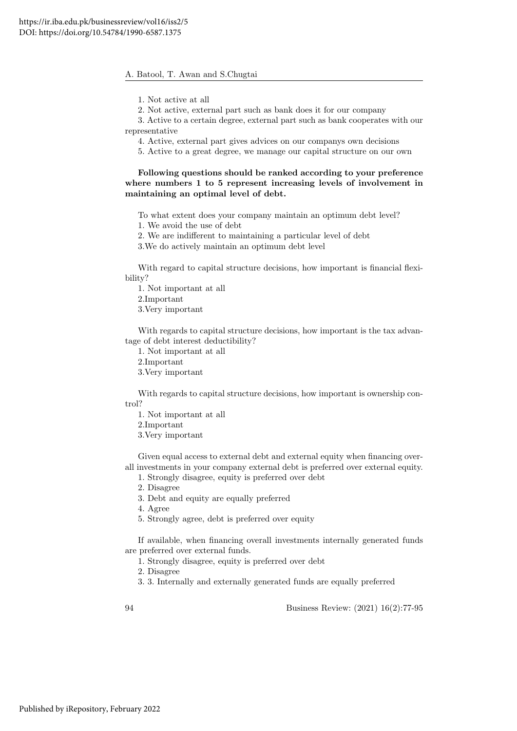1. Not active at all

2. Not active, external part such as bank does it for our company

3. Active to a certain degree, external part such as bank cooperates with our representative

4. Active, external part gives advices on our companys own decisions

5. Active to a great degree, we manage our capital structure on our own

**Following questions should be ranked according to your preference where numbers 1 to 5 represent increasing levels of involvement in maintaining an optimal level of debt.**

To what extent does your company maintain an optimum debt level?

1. We avoid the use of debt

2. We are indifferent to maintaining a particular level of debt

3.We do actively maintain an optimum debt level

With regard to capital structure decisions, how important is financial flexibility?

1. Not important at all

2.Important

3.Very important

With regards to capital structure decisions, how important is the tax advantage of debt interest deductibility?

1. Not important at all

2.Important

3.Very important

With regards to capital structure decisions, how important is ownership control?

1. Not important at all

2.Important

3.Very important

Given equal access to external debt and external equity when financing overall investments in your company external debt is preferred over external equity.

1. Strongly disagree, equity is preferred over debt

2. Disagree

3. Debt and equity are equally preferred

4. Agree

5. Strongly agree, debt is preferred over equity

If available, when financing overall investments internally generated funds are preferred over external funds.

1. Strongly disagree, equity is preferred over debt

2. Disagree

3. 3. Internally and externally generated funds are equally preferred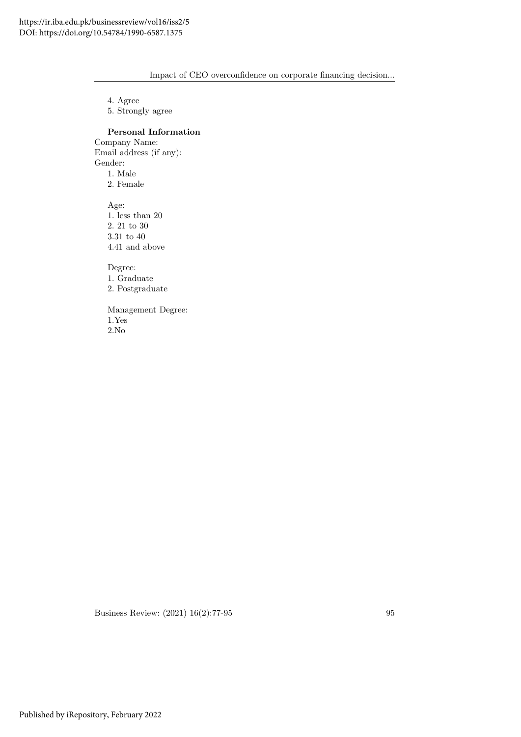4. Agree
5. Strongly agree

**Personal Information**

Company Name:
Email address (if any):
Gender:

1. Male
2. Female

Age:
1. less than 20
2. 21 to 30
3.31 to 40
4.41 and above

Degree:
1. Graduate
2. Postgraduate

Management Degree:
1.Yes
2.No